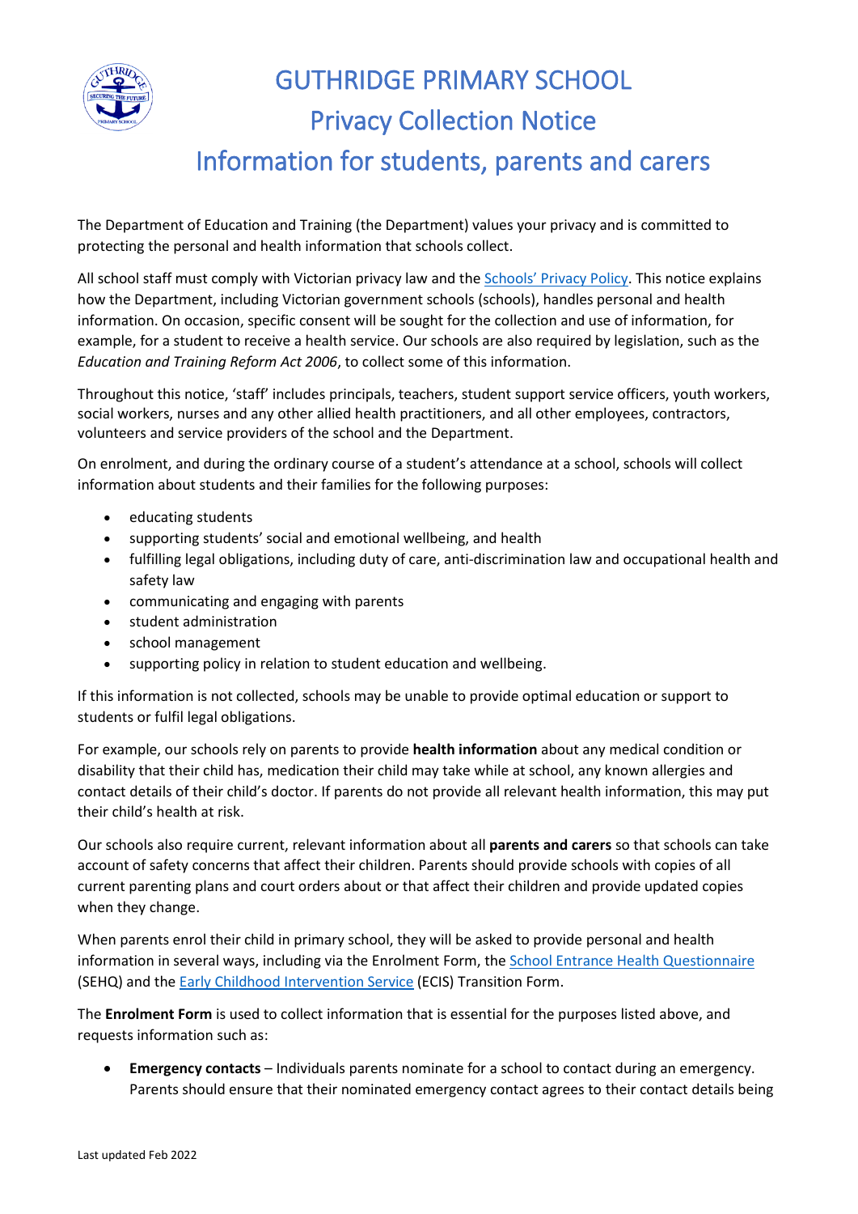# GUTHRIDGE PRIMARY SCHOOL
## Privacy Collection Notice
## Information for students, parents and carers

The Department of Education and Training (the Department) values your privacy and is committed to protecting the personal and health information that schools collect.

All school staff must comply with Victorian privacy law and the [Schools' Privacy Policy](). This notice explains how the Department, including Victorian government schools (schools), handles personal and health information. On occasion, specific consent will be sought for the collection and use of information, for example, for a student to receive a health service. Our schools are also required by legislation, such as the *Education and Training Reform Act 2006*, to collect some of this information.

Throughout this notice, 'staff' includes principals, teachers, student support service officers, youth workers, social workers, nurses and any other allied health practitioners, and all other employees, contractors, volunteers and service providers of the school and the Department.

On enrolment, and during the ordinary course of a student's attendance at a school, schools will collect information about students and their families for the following purposes:

- educating students
- supporting students' social and emotional wellbeing, and health
- fulfilling legal obligations, including duty of care, anti-discrimination law and occupational health and safety law
- communicating and engaging with parents
- student administration
- school management
- supporting policy in relation to student education and wellbeing.

If this information is not collected, schools may be unable to provide optimal education or support to students or fulfil legal obligations.

For example, our schools rely on parents to provide **health information** about any medical condition or disability that their child has, medication their child may take while at school, any known allergies and contact details of their child's doctor. If parents do not provide all relevant health information, this may put their child's health at risk.

Our schools also require current, relevant information about all **parents and carers** so that schools can take account of safety concerns that affect their children. Parents should provide schools with copies of all current parenting plans and court orders about or that affect their children and provide updated copies when they change.

When parents enrol their child in primary school, they will be asked to provide personal and health information in several ways, including via the Enrolment Form, the [School Entrance Health Questionnaire]() (SEHQ) and the [Early Childhood Intervention Service]() (ECIS) Transition Form.

The **Enrolment Form** is used to collect information that is essential for the purposes listed above, and requests information such as:

- **Emergency contacts** – Individuals parents nominate for a school to contact during an emergency. Parents should ensure that their nominated emergency contact agrees to their contact details being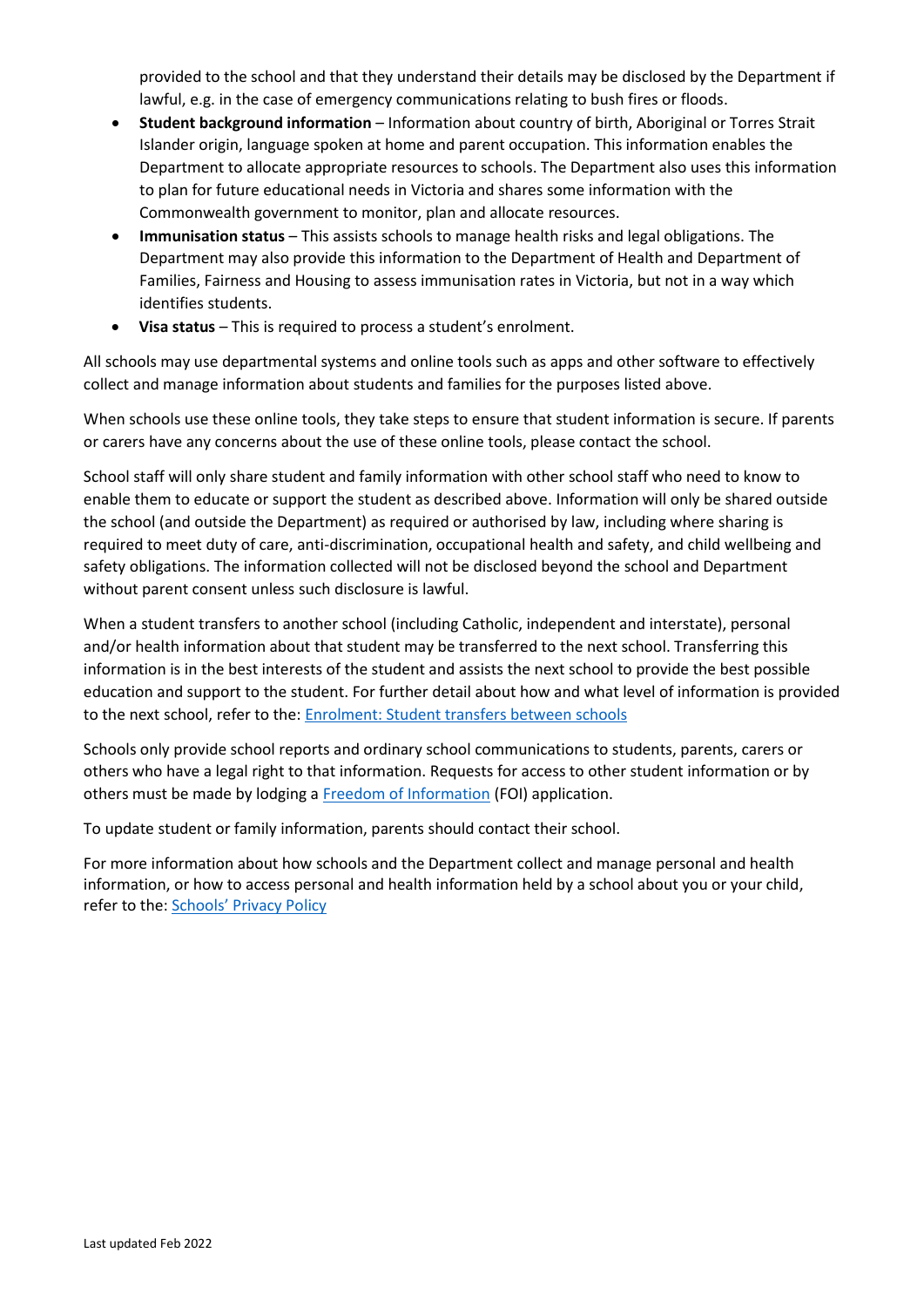provided to the school and that they understand their details may be disclosed by the Department if lawful, e.g. in the case of emergency communications relating to bush fires or floods.

- **Student background information** – Information about country of birth, Aboriginal or Torres Strait Islander origin, language spoken at home and parent occupation. This information enables the Department to allocate appropriate resources to schools. The Department also uses this information to plan for future educational needs in Victoria and shares some information with the Commonwealth government to monitor, plan and allocate resources.
- **Immunisation status** – This assists schools to manage health risks and legal obligations. The Department may also provide this information to the Department of Health and Department of Families, Fairness and Housing to assess immunisation rates in Victoria, but not in a way which identifies students.
- **Visa status** – This is required to process a student's enrolment.

All schools may use departmental systems and online tools such as apps and other software to effectively collect and manage information about students and families for the purposes listed above.

When schools use these online tools, they take steps to ensure that student information is secure. If parents or carers have any concerns about the use of these online tools, please contact the school.

School staff will only share student and family information with other school staff who need to know to enable them to educate or support the student as described above. Information will only be shared outside the school (and outside the Department) as required or authorised by law, including where sharing is required to meet duty of care, anti-discrimination, occupational health and safety, and child wellbeing and safety obligations. The information collected will not be disclosed beyond the school and Department without parent consent unless such disclosure is lawful.

When a student transfers to another school (including Catholic, independent and interstate), personal and/or health information about that student may be transferred to the next school. Transferring this information is in the best interests of the student and assists the next school to provide the best possible education and support to the student. For further detail about how and what level of information is provided to the next school, refer to the: Enrolment: Student transfers between schools

Schools only provide school reports and ordinary school communications to students, parents, carers or others who have a legal right to that information. Requests for access to other student information or by others must be made by lodging a Freedom of Information (FOI) application.

To update student or family information, parents should contact their school.

For more information about how schools and the Department collect and manage personal and health information, or how to access personal and health information held by a school about you or your child, refer to the: Schools' Privacy Policy

Last updated Feb 2022